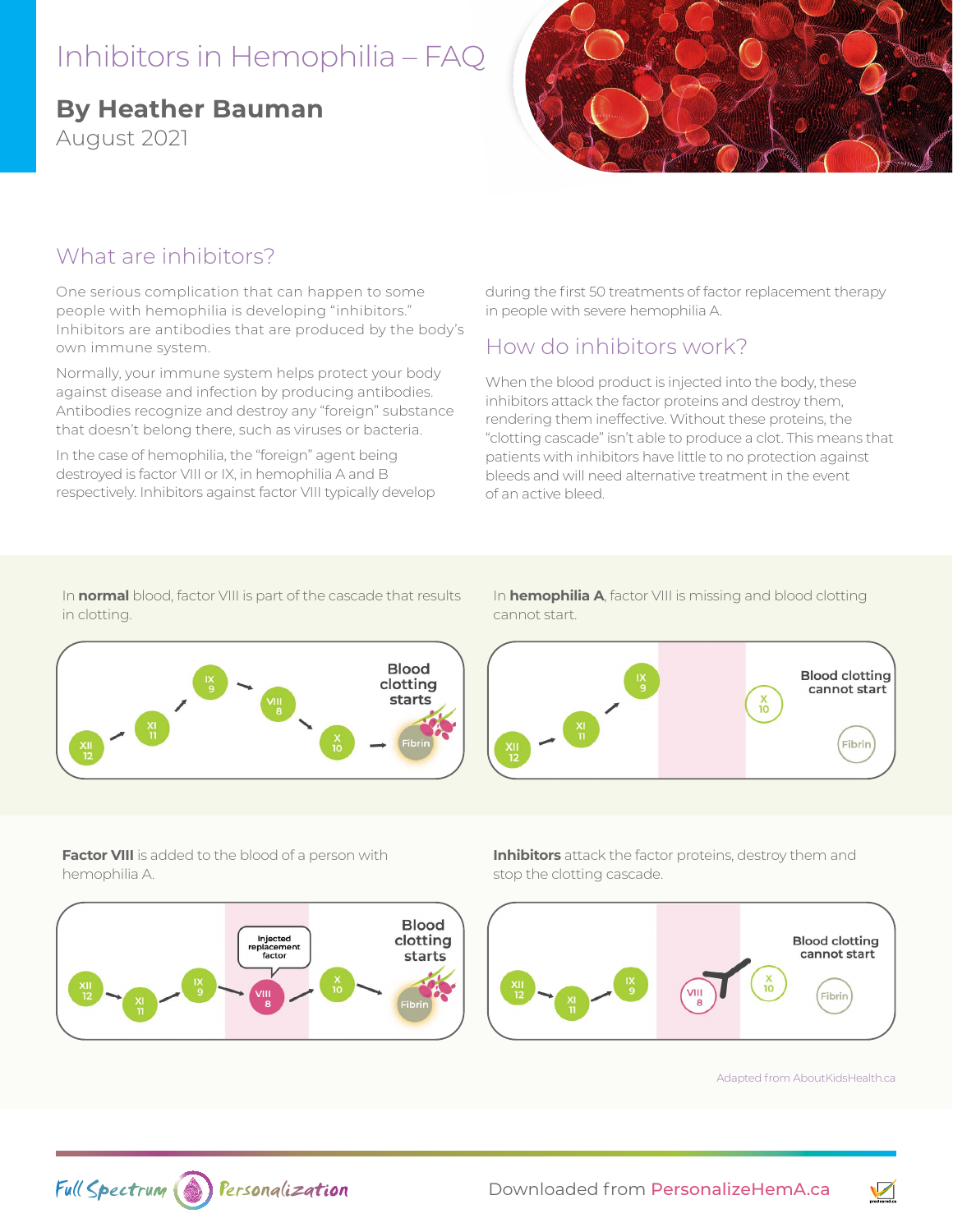# Inhibitors in Hemophilia – FAQ

**By Heather Bauman**
August 2021

## What are inhibitors?

One serious complication that can happen to some people with hemophilia is developing "inhibitors." Inhibitors are antibodies that are produced by the body's own immune system.

Normally, your immune system helps protect your body against disease and infection by producing antibodies. Antibodies recognize and destroy any "foreign" substance that doesn't belong there, such as viruses or bacteria.

In the case of hemophilia, the "foreign" agent being destroyed is factor VIII or IX, in hemophilia A and B respectively. Inhibitors against factor VIII typically develop during the first 50 treatments of factor replacement therapy in people with severe hemophilia A.

## How do inhibitors work?

When the blood product is injected into the body, these inhibitors attack the factor proteins and destroy them, rendering them ineffective. Without these proteins, the "clotting cascade" isn't able to produce a clot. This means that patients with inhibitors have little to no protection against bleeds and will need alternative treatment in the event of an active bleed.

In **normal** blood, factor VIII is part of the cascade that results in clotting.

XII 12 → XI 11 → IX 9 → VIII 8 → X 10 → Fibrin — Blood clotting starts

In **hemophilia A**, factor VIII is missing and blood clotting cannot start.

XII 12 → XI 11 → IX 9 — X 10 — Fibrin — Blood clotting cannot start

**Factor VIII** is added to the blood of a person with hemophilia A.

XII 12 → XI 11 → IX 9 → VIII 8 (Injected replacement factor) → X 10 → Fibrin — Blood clotting starts

**Inhibitors** attack the factor proteins, destroy them and stop the clotting cascade.

XII 12 → XI 11 → IX 9 — VIII 8 — X 10 — Fibrin — Blood clotting cannot start

Adapted from AboutKidsHealth.ca

Downloaded from PersonalizeHemA.ca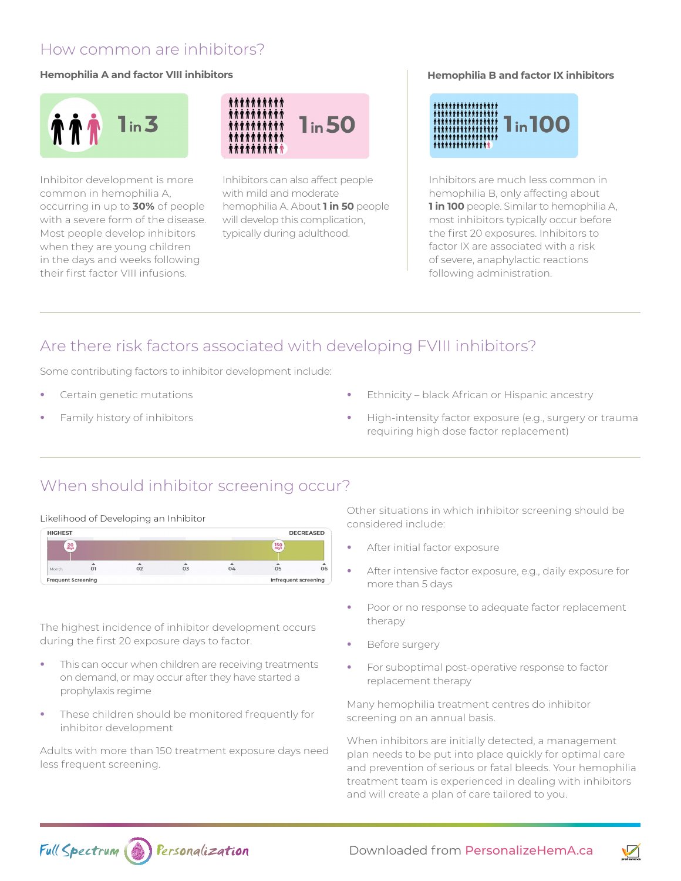## How common are inhibitors?

### Hemophilia A and factor VIII inhibitors

**1 in 3**

Inhibitor development is more common in hemophilia A, occurring in up to **30%** of people with a severe form of the disease. Most people develop inhibitors when they are young children in the days and weeks following their first factor VIII infusions.

**1 in 50**

Inhibitors can also affect people with mild and moderate hemophilia A. About **1 in 50** people will develop this complication, typically during adulthood.

### Hemophilia B and factor IX inhibitors

**1 in 100**

Inhibitors are much less common in hemophilia B, only affecting about **1 in 100** people. Similar to hemophilia A, most inhibitors typically occur before the first 20 exposures. Inhibitors to factor IX are associated with a risk of severe, anaphylactic reactions following administration.

## Are there risk factors associated with developing FVIII inhibitors?

Some contributing factors to inhibitor development include:

- Certain genetic mutations
- Family history of inhibitors
- Ethnicity – black African or Hispanic ancestry
- High-intensity factor exposure (e.g., surgery or trauma requiring high dose factor replacement)

## When should inhibitor screening occur?

Likelihood of Developing an Inhibitor

HIGHEST — 20 days — 150 days — DECREASED

Month: 01, 02, 03, 04, 05, 06

Frequent Screening — Infrequent screening

The highest incidence of inhibitor development occurs during the first 20 exposure days to factor.

- This can occur when children are receiving treatments on demand, or may occur after they have started a prophylaxis regime
- These children should be monitored frequently for inhibitor development

Adults with more than 150 treatment exposure days need less frequent screening.

Other situations in which inhibitor screening should be considered include:

- After initial factor exposure
- After intensive factor exposure, e.g., daily exposure for more than 5 days
- Poor or no response to adequate factor replacement therapy
- Before surgery
- For suboptimal post-operative response to factor replacement therapy

Many hemophilia treatment centres do inhibitor screening on an annual basis.

When inhibitors are initially detected, a management plan needs to be put into place quickly for optimal care and prevention of serious or fatal bleeds. Your hemophilia treatment team is experienced in dealing with inhibitors and will create a plan of care tailored to you.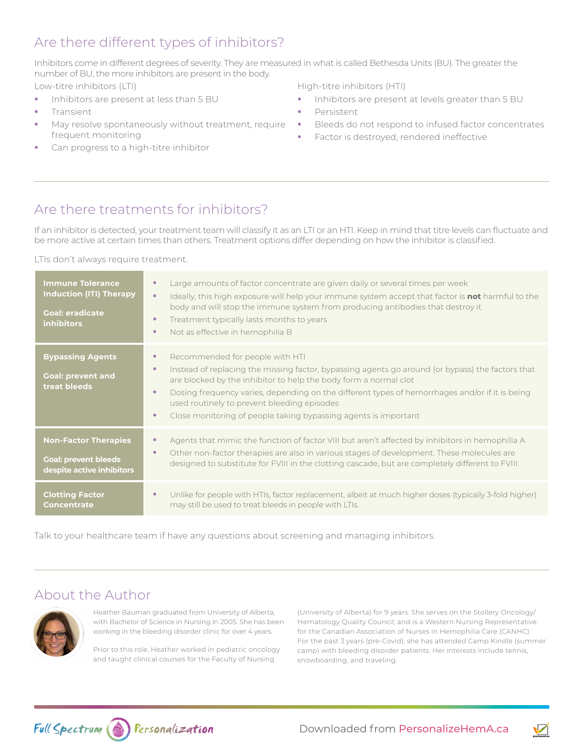## Are there different types of inhibitors?

Inhibitors come in different degrees of severity. They are measured in what is called Bethesda Units (BU). The greater the number of BU, the more inhibitors are present in the body.

Low-titre inhibitors (LTI)

- Inhibitors are present at less than 5 BU
- Transient
- May resolve spontaneously without treatment, require frequent monitoring
- Can progress to a high-titre inhibitor

High-titre inhibitors (HTI)

- Inhibitors are present at levels greater than 5 BU
- Persistent
- Bleeds do not respond to infused factor concentrates
- Factor is destroyed, rendered ineffective

## Are there treatments for inhibitors?

If an inhibitor is detected, your treatment team will classify it as an LTI or an HTI. Keep in mind that titre levels can fluctuate and be more active at certain times than others. Treatment options differ depending on how the inhibitor is classified.

LTIs don't always require treatment.

| | |
|---|---|
| **Immune Tolerance Induction (ITI) Therapy**<br><br>**Goal: eradicate inhibitors** | • Large amounts of factor concentrate are given daily or several times per week<br>• Ideally, this high exposure will help your immune system accept that factor is **not** harmful to the body and will stop the immune system from producing antibodies that destroy it<br>• Treatment typically lasts months to years<br>• Not as effective in hemophilia B |
| **Bypassing Agents**<br><br>**Goal: prevent and treat bleeds** | • Recommended for people with HTI<br>• Instead of replacing the missing factor, bypassing agents go around (or bypass) the factors that are blocked by the inhibitor to help the body form a normal clot<br>• Dosing frequency varies, depending on the different types of hemorrhages and/or if it is being used routinely to prevent bleeding episodes<br>• Close monitoring of people taking bypassing agents is important |
| **Non-Factor Therapies**<br><br>**Goal: prevent bleeds despite active inhibitors** | • Agents that mimic the function of factor VIII but aren't affected by inhibitors in hemophilia A<br>• Other non-factor therapies are also in various stages of development. These molecules are designed to substitute for FVIII in the clotting cascade, but are completely different to FVIII. |
| **Clotting Factor Concentrate** | • Unlike for people with HTIs, factor replacement, albeit at much higher doses (typically 3-fold higher) may still be used to treat bleeds in people with LTIs. |

Talk to your healthcare team if have any questions about screening and managing inhibitors.

## About the Author

Heather Bauman graduated from University of Alberta, with Bachelor of Science in Nursing in 2005. She has been working in the bleeding disorder clinic for over 4 years.

Prior to this role, Heather worked in pediatric oncology and taught clinical courses for the Faculty of Nursing (University of Alberta) for 9 years. She serves on the Stollery Oncology/Hematology Quality Council; and is a Western Nursing Representative for the Canadian Association of Nurses in Hemophilia Care (CANHC). For the past 3 years (pre-Covid), she has attended Camp Kindle (summer camp) with bleeding disorder patients. Her interests include tennis, snowboarding, and traveling.

Full Spectrum Personalization

Downloaded from PersonalizeHemA.ca